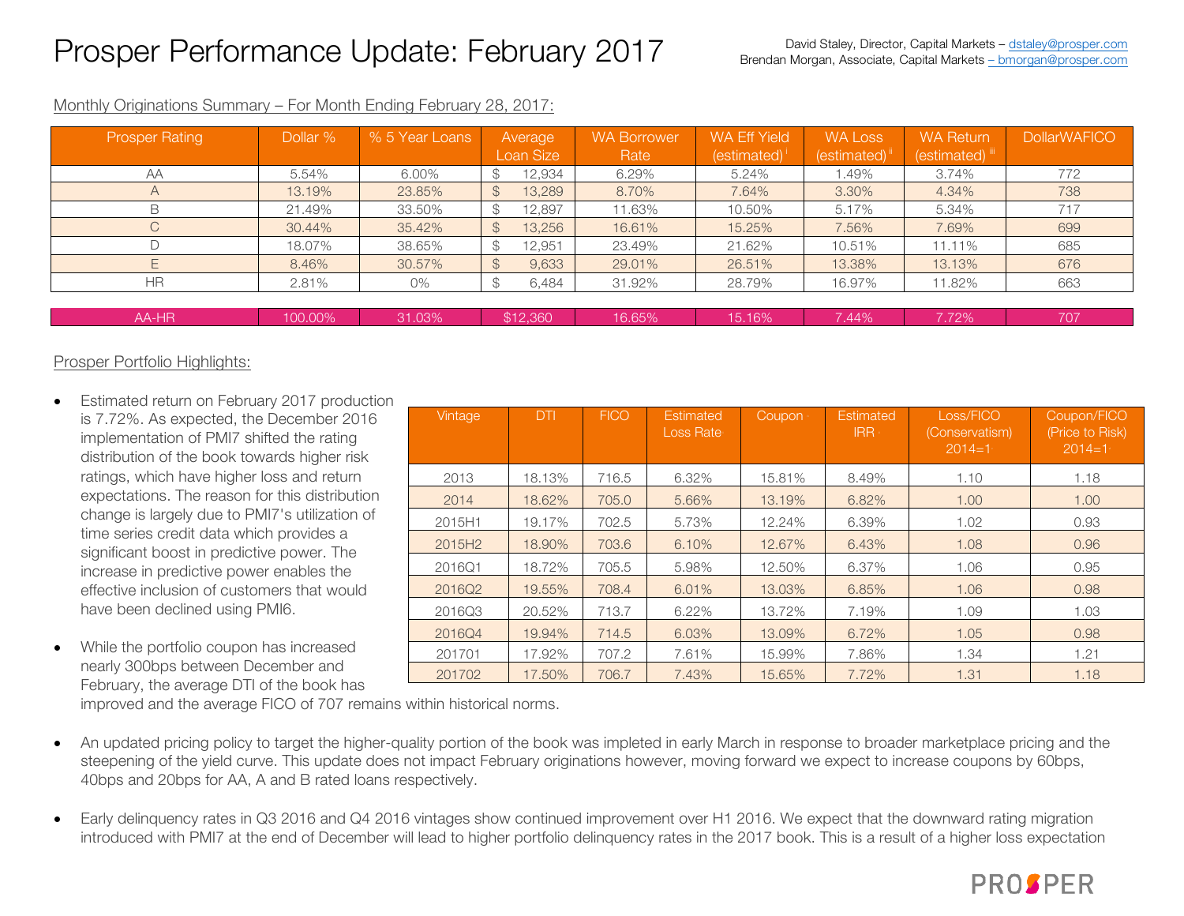# Prosper Performance Update: February 2017

David Staley, Director, Capital Markets – dstaley@prosper.com
Brendan Morgan, Associate, Capital Markets – bmorgan@prosper.com

Monthly Originations Summary – For Month Ending February 28, 2017:

| Prosper Rating | Dollar % | % 5 Year Loans | Average Loan Size | WA Borrower Rate | WA Eff Yield (estimated)[i] | WA Loss (estimated)[ii] | WA Return (estimated)[iii] | DollarWAFICO |
|---|---|---|---|---|---|---|---|---|
| AA | 5.54% | 6.00% | $ 12,934 | 6.29% | 5.24% | 1.49% | 3.74% | 772 |
| A | 13.19% | 23.85% | $ 13,289 | 8.70% | 7.64% | 3.30% | 4.34% | 738 |
| B | 21.49% | 33.50% | $ 12,897 | 11.63% | 10.50% | 5.17% | 5.34% | 717 |
| C | 30.44% | 35.42% | $ 13,256 | 16.61% | 15.25% | 7.56% | 7.69% | 699 |
| D | 18.07% | 38.65% | $ 12,951 | 23.49% | 21.62% | 10.51% | 11.11% | 685 |
| E | 8.46% | 30.57% | $ 9,633 | 29.01% | 26.51% | 13.38% | 13.13% | 676 |
| HR | 2.81% | 0% | $ 6,484 | 31.92% | 28.79% | 16.97% | 11.82% | 663 |
| AA-HR | 100.00% | 31.03% | $12,360 | 16.65% | 15.16% | 7.44% | 7.72% | 707 |

Prosper Portfolio Highlights:

- Estimated return on February 2017 production is 7.72%. As expected, the December 2016 implementation of PMI7 shifted the rating distribution of the book towards higher risk ratings, which have higher loss and return expectations. The reason for this distribution change is largely due to PMI7's utilization of time series credit data which provides a significant boost in predictive power. The increase in predictive power enables the effective inclusion of customers that would have been declined using PMI6.

| Vintage | DTI | FICO | Estimated Loss Rate | Coupon | Estimated IRR | Loss/FICO (Conservatism) 2014=1 | Coupon/FICO (Price to Risk) 2014=1 |
|---|---|---|---|---|---|---|---|
| 2013 | 18.13% | 716.5 | 6.32% | 15.81% | 8.49% | 1.10 | 1.18 |
| 2014 | 18.62% | 705.0 | 5.66% | 13.19% | 6.82% | 1.00 | 1.00 |
| 2015H1 | 19.17% | 702.5 | 5.73% | 12.24% | 6.39% | 1.02 | 0.93 |
| 2015H2 | 18.90% | 703.6 | 6.10% | 12.67% | 6.43% | 1.08 | 0.96 |
| 2016Q1 | 18.72% | 705.5 | 5.98% | 12.50% | 6.37% | 1.06 | 0.95 |
| 2016Q2 | 19.55% | 708.4 | 6.01% | 13.03% | 6.85% | 1.06 | 0.98 |
| 2016Q3 | 20.52% | 713.7 | 6.22% | 13.72% | 7.19% | 1.09 | 1.03 |
| 2016Q4 | 19.94% | 714.5 | 6.03% | 13.09% | 6.72% | 1.05 | 0.98 |
| 201701 | 17.92% | 707.2 | 7.61% | 15.99% | 7.86% | 1.34 | 1.21 |
| 201702 | 17.50% | 706.7 | 7.43% | 15.65% | 7.72% | 1.31 | 1.18 |

- While the portfolio coupon has increased nearly 300bps between December and February, the average DTI of the book has improved and the average FICO of 707 remains within historical norms.

- An updated pricing policy to target the higher-quality portion of the book was impleted in early March in response to broader marketplace pricing and the steepening of the yield curve. This update does not impact February originations however, moving forward we expect to increase coupons by 60bps, 40bps and 20bps for AA, A and B rated loans respectively.

- Early delinquency rates in Q3 2016 and Q4 2016 vintages show continued improvement over H1 2016. We expect that the downward rating migration introduced with PMI7 at the end of December will lead to higher portfolio delinquency rates in the 2017 book. This is a result of a higher loss expectation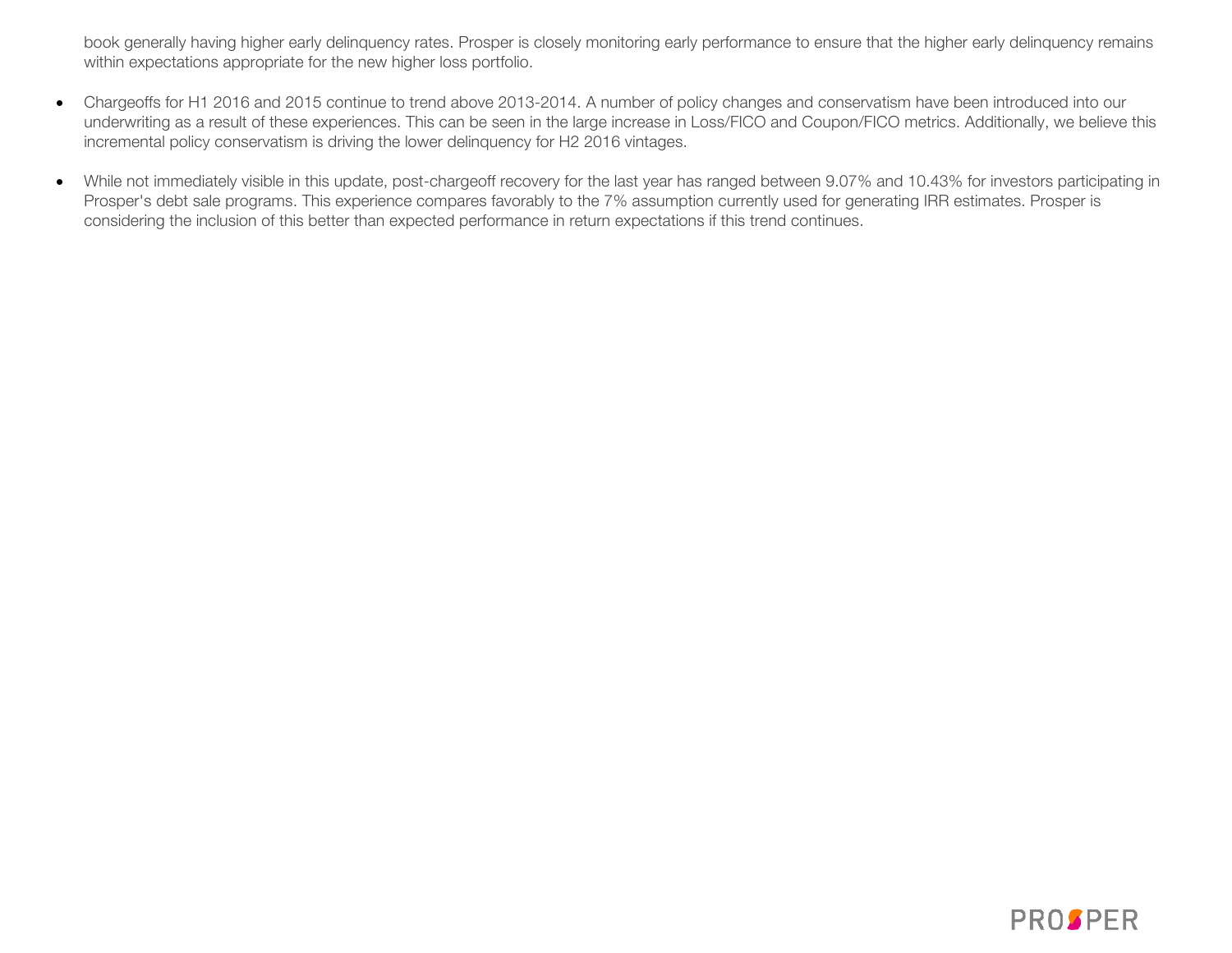book generally having higher early delinquency rates. Prosper is closely monitoring early performance to ensure that the higher early delinquency remains within expectations appropriate for the new higher loss portfolio.

- Chargeoffs for H1 2016 and 2015 continue to trend above 2013-2014. A number of policy changes and conservatism have been introduced into our underwriting as a result of these experiences. This can be seen in the large increase in Loss/FICO and Coupon/FICO metrics. Additionally, we believe this incremental policy conservatism is driving the lower delinquency for H2 2016 vintages.

- While not immediately visible in this update, post-chargeoff recovery for the last year has ranged between 9.07% and 10.43% for investors participating in Prosper's debt sale programs. This experience compares favorably to the 7% assumption currently used for generating IRR estimates. Prosper is considering the inclusion of this better than expected performance in return expectations if this trend continues.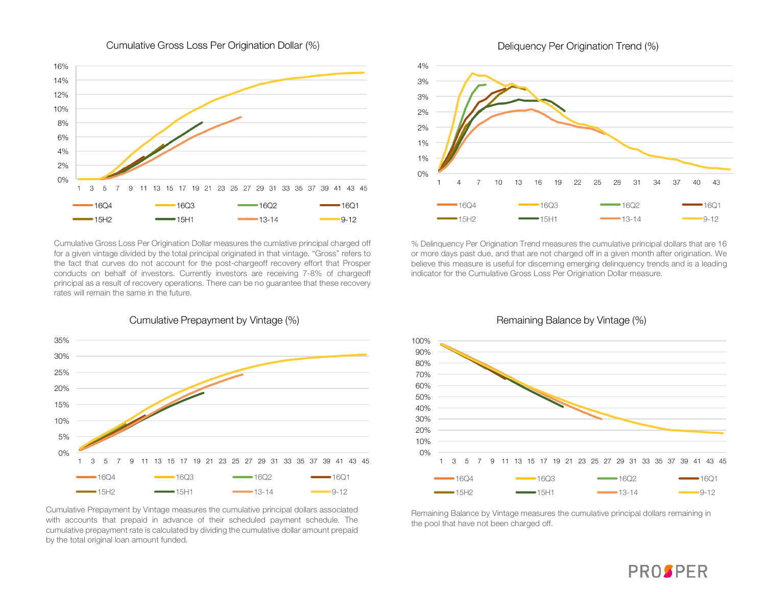## Cumulative Gross Loss Per Origination Dollar (%)

Cumulative Gross Loss Per Origination Dollar measures the cumlative principal charged off for a given vintage divided by the total principal originated in that vintage. "Gross" refers to the fact that curves do not account for the post-chargeoff recovery effort that Prosper conducts on behalf of investors. Currently investors are receiving 7-8% of chargeoff principal as a result of recovery operations. There can be no guarantee that these recovery rates will remain the same in the future.

## Deliquency Per Origination Trend (%)

% Delinquency Per Origination Trend measures the cumulative principal dollars that are 16 or more days past due, and that are not charged off in a given month after origination. We believe this measure is useful for discerning emerging delinquency trends and is a leading indicator for the Cumulative Gross Loss Per Origination Dollar measure.

## Cumulative Prepayment by Vintage (%)

Cumulative Prepayment by Vintage measures the cumulative principal dollars associated with accounts that prepaid in advance of their scheduled payment schedule. The cumulative prepayment rate is calculated by dividing the cumulative dollar amount prepaid by the total original loan amount funded.

## Remaining Balance by Vintage (%)

Remaining Balance by Vintage measures the cumulative principal dollars remaining in the pool that have not been charged off.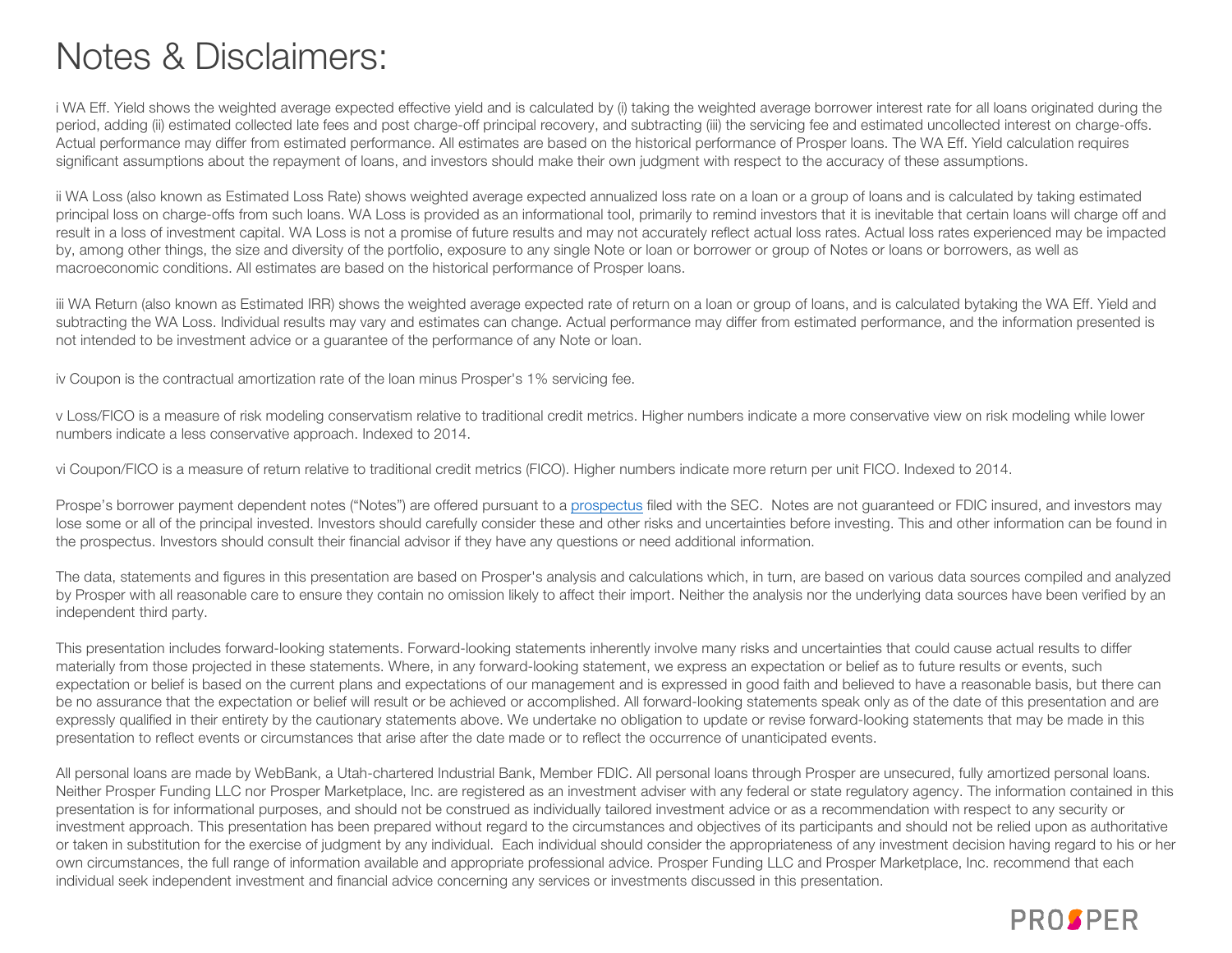# Notes & Disclaimers:

i WA Eff. Yield shows the weighted average expected effective yield and is calculated by (i) taking the weighted average borrower interest rate for all loans originated during the period, adding (ii) estimated collected late fees and post charge-off principal recovery, and subtracting (iii) the servicing fee and estimated uncollected interest on charge-offs. Actual performance may differ from estimated performance. All estimates are based on the historical performance of Prosper loans. The WA Eff. Yield calculation requires significant assumptions about the repayment of loans, and investors should make their own judgment with respect to the accuracy of these assumptions.

ii WA Loss (also known as Estimated Loss Rate) shows weighted average expected annualized loss rate on a loan or a group of loans and is calculated by taking estimated principal loss on charge-offs from such loans. WA Loss is provided as an informational tool, primarily to remind investors that it is inevitable that certain loans will charge off and result in a loss of investment capital. WA Loss is not a promise of future results and may not accurately reflect actual loss rates. Actual loss rates experienced may be impacted by, among other things, the size and diversity of the portfolio, exposure to any single Note or loan or borrower or group of Notes or loans or borrowers, as well as macroeconomic conditions. All estimates are based on the historical performance of Prosper loans.

iii WA Return (also known as Estimated IRR) shows the weighted average expected rate of return on a loan or group of loans, and is calculated bytaking the WA Eff. Yield and subtracting the WA Loss. Individual results may vary and estimates can change. Actual performance may differ from estimated performance, and the information presented is not intended to be investment advice or a guarantee of the performance of any Note or loan.

iv Coupon is the contractual amortization rate of the loan minus Prosper's 1% servicing fee.

v Loss/FICO is a measure of risk modeling conservatism relative to traditional credit metrics. Higher numbers indicate a more conservative view on risk modeling while lower numbers indicate a less conservative approach. Indexed to 2014.

vi Coupon/FICO is a measure of return relative to traditional credit metrics (FICO). Higher numbers indicate more return per unit FICO. Indexed to 2014.

Prospe's borrower payment dependent notes ("Notes") are offered pursuant to a prospectus filed with the SEC. Notes are not guaranteed or FDIC insured, and investors may lose some or all of the principal invested. Investors should carefully consider these and other risks and uncertainties before investing. This and other information can be found in the prospectus. Investors should consult their financial advisor if they have any questions or need additional information.

The data, statements and figures in this presentation are based on Prosper's analysis and calculations which, in turn, are based on various data sources compiled and analyzed by Prosper with all reasonable care to ensure they contain no omission likely to affect their import. Neither the analysis nor the underlying data sources have been verified by an independent third party.

This presentation includes forward-looking statements. Forward-looking statements inherently involve many risks and uncertainties that could cause actual results to differ materially from those projected in these statements. Where, in any forward-looking statement, we express an expectation or belief as to future results or events, such expectation or belief is based on the current plans and expectations of our management and is expressed in good faith and believed to have a reasonable basis, but there can be no assurance that the expectation or belief will result or be achieved or accomplished. All forward-looking statements speak only as of the date of this presentation and are expressly qualified in their entirety by the cautionary statements above. We undertake no obligation to update or revise forward-looking statements that may be made in this presentation to reflect events or circumstances that arise after the date made or to reflect the occurrence of unanticipated events.

All personal loans are made by WebBank, a Utah-chartered Industrial Bank, Member FDIC. All personal loans through Prosper are unsecured, fully amortized personal loans. Neither Prosper Funding LLC nor Prosper Marketplace, Inc. are registered as an investment adviser with any federal or state regulatory agency. The information contained in this presentation is for informational purposes, and should not be construed as individually tailored investment advice or as a recommendation with respect to any security or investment approach. This presentation has been prepared without regard to the circumstances and objectives of its participants and should not be relied upon as authoritative or taken in substitution for the exercise of judgment by any individual. Each individual should consider the appropriateness of any investment decision having regard to his or her own circumstances, the full range of information available and appropriate professional advice. Prosper Funding LLC and Prosper Marketplace, Inc. recommend that each individual seek independent investment and financial advice concerning any services or investments discussed in this presentation.

PROSPER